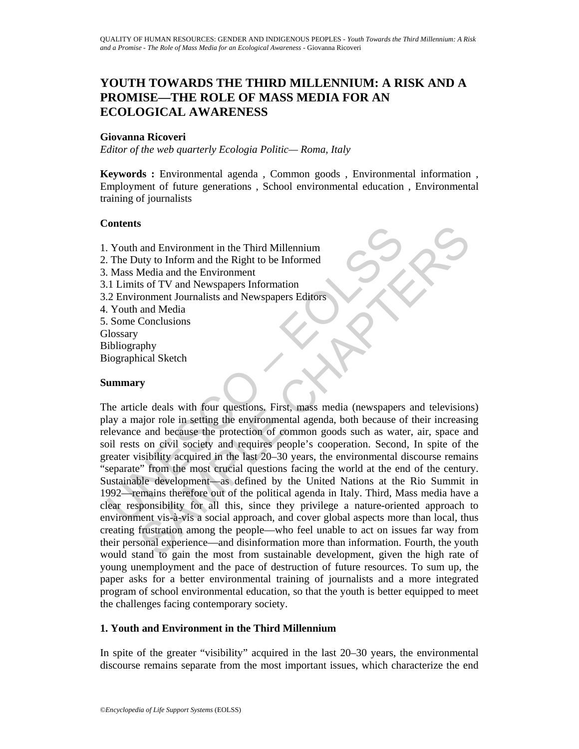# YOUTH TOWARDS THE THIRD MILLENNIUM: A RISK AND A PROMISE—THE ROLE OF MASS MEDIA FOR AN ECOLOGICAL AWARENESS

**Giovanna Ricoveri**

*Editor of the web quarterly Ecologia Politic— Roma, Italy*

**Keywords :** Environmental agenda , Common goods , Environmental information , Employment of future generations , School environmental education , Environmental training of journalists

## Contents

1. Youth and Environment in the Third Millennium
2. The Duty to Inform and the Right to be Informed
3. Mass Media and the Environment
3.1 Limits of TV and Newspapers Information
3.2 Environment Journalists and Newspapers Editors
4. Youth and Media
5. Some Conclusions
Glossary
Bibliography
Biographical Sketch

## Summary

The article deals with four questions. First, mass media (newspapers and televisions) play a major role in setting the environmental agenda, both because of their increasing relevance and because the protection of common goods such as water, air, space and soil rests on civil society and requires people's cooperation. Second, In spite of the greater visibility acquired in the last 20–30 years, the environmental discourse remains "separate" from the most crucial questions facing the world at the end of the century. Sustainable development—as defined by the United Nations at the Rio Summit in 1992—remains therefore out of the political agenda in Italy. Third, Mass media have a clear responsibility for all this, since they privilege a nature-oriented approach to environment vis-à-vis a social approach, and cover global aspects more than local, thus creating frustration among the people—who feel unable to act on issues far way from their personal experience—and disinformation more than information. Fourth, the youth would stand to gain the most from sustainable development, given the high rate of young unemployment and the pace of destruction of future resources. To sum up, the paper asks for a better environmental training of journalists and a more integrated program of school environmental education, so that the youth is better equipped to meet the challenges facing contemporary society.

## 1. Youth and Environment in the Third Millennium

In spite of the greater "visibility" acquired in the last 20–30 years, the environmental discourse remains separate from the most important issues, which characterize the end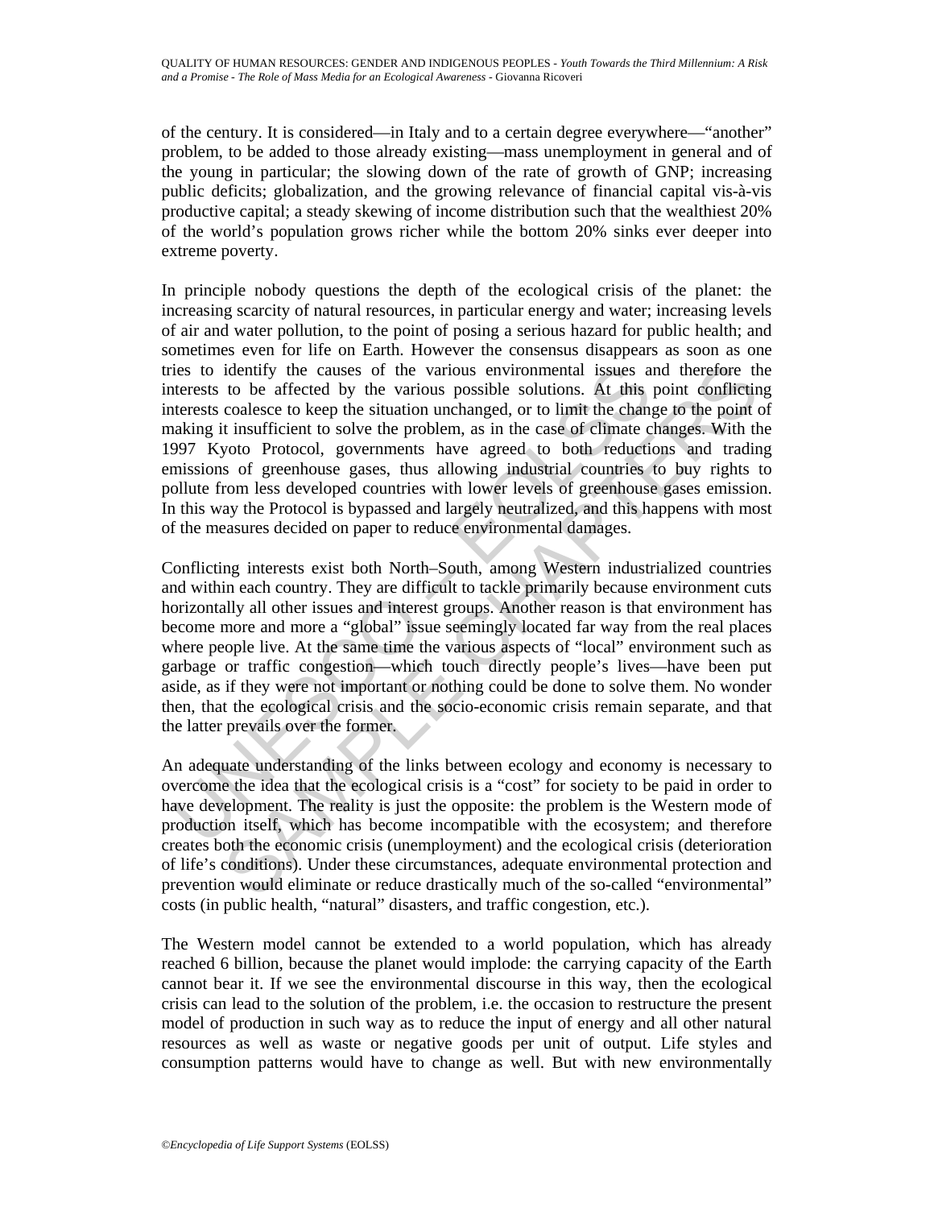of the century. It is considered—in Italy and to a certain degree everywhere—"another" problem, to be added to those already existing—mass unemployment in general and of the young in particular; the slowing down of the rate of growth of GNP; increasing public deficits; globalization, and the growing relevance of financial capital vis-à-vis productive capital; a steady skewing of income distribution such that the wealthiest 20% of the world's population grows richer while the bottom 20% sinks ever deeper into extreme poverty.

In principle nobody questions the depth of the ecological crisis of the planet: the increasing scarcity of natural resources, in particular energy and water; increasing levels of air and water pollution, to the point of posing a serious hazard for public health; and sometimes even for life on Earth. However the consensus disappears as soon as one tries to identify the causes of the various environmental issues and therefore the interests to be affected by the various possible solutions. At this point conflicting interests coalesce to keep the situation unchanged, or to limit the change to the point of making it insufficient to solve the problem, as in the case of climate changes. With the 1997 Kyoto Protocol, governments have agreed to both reductions and trading emissions of greenhouse gases, thus allowing industrial countries to buy rights to pollute from less developed countries with lower levels of greenhouse gases emission. In this way the Protocol is bypassed and largely neutralized, and this happens with most of the measures decided on paper to reduce environmental damages.

Conflicting interests exist both North–South, among Western industrialized countries and within each country. They are difficult to tackle primarily because environment cuts horizontally all other issues and interest groups. Another reason is that environment has become more and more a "global" issue seemingly located far way from the real places where people live. At the same time the various aspects of "local" environment such as garbage or traffic congestion—which touch directly people's lives—have been put aside, as if they were not important or nothing could be done to solve them. No wonder then, that the ecological crisis and the socio-economic crisis remain separate, and that the latter prevails over the former.

An adequate understanding of the links between ecology and economy is necessary to overcome the idea that the ecological crisis is a "cost" for society to be paid in order to have development. The reality is just the opposite: the problem is the Western mode of production itself, which has become incompatible with the ecosystem; and therefore creates both the economic crisis (unemployment) and the ecological crisis (deterioration of life's conditions). Under these circumstances, adequate environmental protection and prevention would eliminate or reduce drastically much of the so-called "environmental" costs (in public health, "natural" disasters, and traffic congestion, etc.).

The Western model cannot be extended to a world population, which has already reached 6 billion, because the planet would implode: the carrying capacity of the Earth cannot bear it. If we see the environmental discourse in this way, then the ecological crisis can lead to the solution of the problem, i.e. the occasion to restructure the present model of production in such way as to reduce the input of energy and all other natural resources as well as waste or negative goods per unit of output. Life styles and consumption patterns would have to change as well. But with new environmentally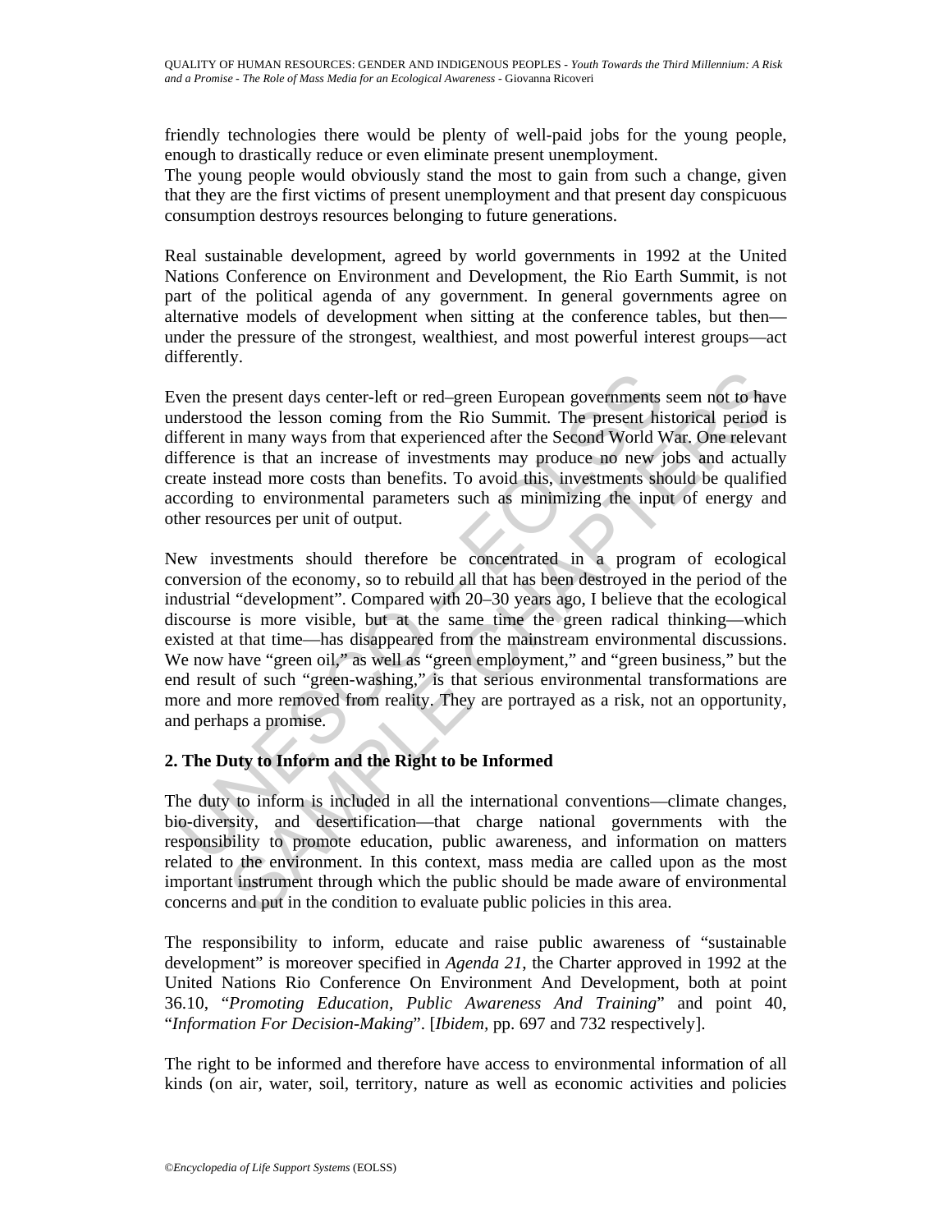friendly technologies there would be plenty of well-paid jobs for the young people, enough to drastically reduce or even eliminate present unemployment.

The young people would obviously stand the most to gain from such a change, given that they are the first victims of present unemployment and that present day conspicuous consumption destroys resources belonging to future generations.

Real sustainable development, agreed by world governments in 1992 at the United Nations Conference on Environment and Development, the Rio Earth Summit, is not part of the political agenda of any government. In general governments agree on alternative models of development when sitting at the conference tables, but then—under the pressure of the strongest, wealthiest, and most powerful interest groups—act differently.

Even the present days center-left or red–green European governments seem not to have understood the lesson coming from the Rio Summit. The present historical period is different in many ways from that experienced after the Second World War. One relevant difference is that an increase of investments may produce no new jobs and actually create instead more costs than benefits. To avoid this, investments should be qualified according to environmental parameters such as minimizing the input of energy and other resources per unit of output.

New investments should therefore be concentrated in a program of ecological conversion of the economy, so to rebuild all that has been destroyed in the period of the industrial "development". Compared with 20–30 years ago, I believe that the ecological discourse is more visible, but at the same time the green radical thinking—which existed at that time—has disappeared from the mainstream environmental discussions. We now have "green oil," as well as "green employment," and "green business," but the end result of such "green-washing," is that serious environmental transformations are more and more removed from reality. They are portrayed as a risk, not an opportunity, and perhaps a promise.

## 2. The Duty to Inform and the Right to be Informed

The duty to inform is included in all the international conventions—climate changes, bio-diversity, and desertification—that charge national governments with the responsibility to promote education, public awareness, and information on matters related to the environment. In this context, mass media are called upon as the most important instrument through which the public should be made aware of environmental concerns and put in the condition to evaluate public policies in this area.

The responsibility to inform, educate and raise public awareness of "sustainable development" is moreover specified in *Agenda 21*, the Charter approved in 1992 at the United Nations Rio Conference On Environment And Development, both at point 36.10, "*Promoting Education, Public Awareness And Training*" and point 40, "*Information For Decision-Making*". [*Ibidem*, pp. 697 and 732 respectively].

The right to be informed and therefore have access to environmental information of all kinds (on air, water, soil, territory, nature as well as economic activities and policies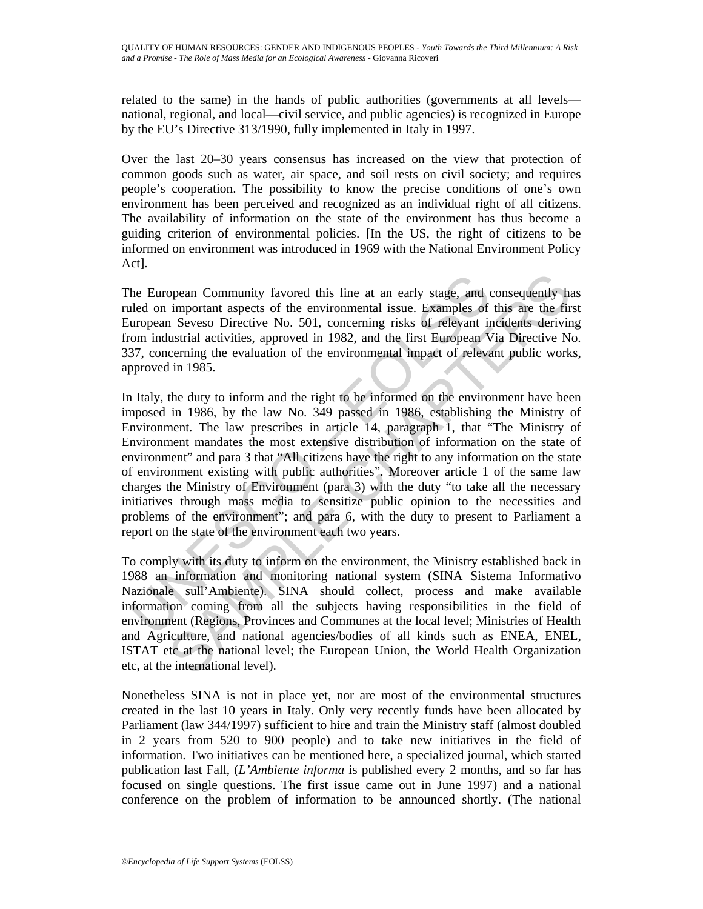related to the same) in the hands of public authorities (governments at all levels—national, regional, and local—civil service, and public agencies) is recognized in Europe by the EU's Directive 313/1990, fully implemented in Italy in 1997.

Over the last 20–30 years consensus has increased on the view that protection of common goods such as water, air space, and soil rests on civil society; and requires people's cooperation. The possibility to know the precise conditions of one's own environment has been perceived and recognized as an individual right of all citizens. The availability of information on the state of the environment has thus become a guiding criterion of environmental policies. [In the US, the right of citizens to be informed on environment was introduced in 1969 with the National Environment Policy Act].

The European Community favored this line at an early stage, and consequently has ruled on important aspects of the environmental issue. Examples of this are the first European Seveso Directive No. 501, concerning risks of relevant incidents deriving from industrial activities, approved in 1982, and the first European Via Directive No. 337, concerning the evaluation of the environmental impact of relevant public works, approved in 1985.

In Italy, the duty to inform and the right to be informed on the environment have been imposed in 1986, by the law No. 349 passed in 1986, establishing the Ministry of Environment. The law prescribes in article 14, paragraph 1, that "The Ministry of Environment mandates the most extensive distribution of information on the state of environment" and para 3 that "All citizens have the right to any information on the state of environment existing with public authorities". Moreover article 1 of the same law charges the Ministry of Environment (para 3) with the duty "to take all the necessary initiatives through mass media to sensitize public opinion to the necessities and problems of the environment"; and para 6, with the duty to present to Parliament a report on the state of the environment each two years.

To comply with its duty to inform on the environment, the Ministry established back in 1988 an information and monitoring national system (SINA Sistema Informativo Nazionale sull'Ambiente). SINA should collect, process and make available information coming from all the subjects having responsibilities in the field of environment (Regions, Provinces and Communes at the local level; Ministries of Health and Agriculture, and national agencies/bodies of all kinds such as ENEA, ENEL, ISTAT etc at the national level; the European Union, the World Health Organization etc, at the international level).

Nonetheless SINA is not in place yet, nor are most of the environmental structures created in the last 10 years in Italy. Only very recently funds have been allocated by Parliament (law 344/1997) sufficient to hire and train the Ministry staff (almost doubled in 2 years from 520 to 900 people) and to take new initiatives in the field of information. Two initiatives can be mentioned here, a specialized journal, which started publication last Fall, (*L'Ambiente informa* is published every 2 months, and so far has focused on single questions. The first issue came out in June 1997) and a national conference on the problem of information to be announced shortly. (The national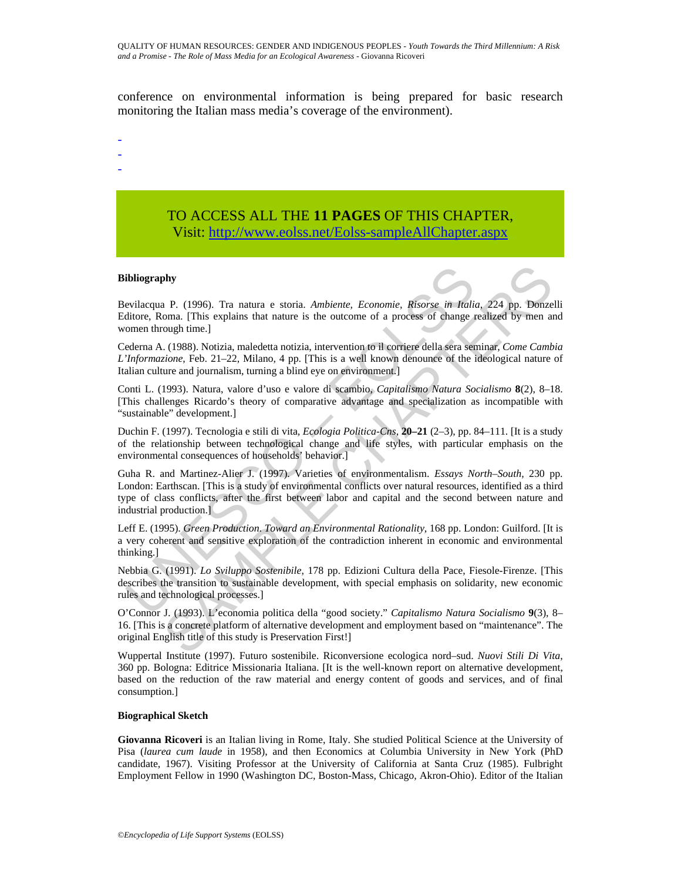conference on environmental information is being prepared for basic research monitoring the Italian mass media's coverage of the environment).

-
-
-

TO ACCESS ALL THE **11 PAGES** OF THIS CHAPTER,
Visit: http://www.eolss.net/Eolss-sampleAllChapter.aspx

#### Bibliography

Bevilacqua P. (1996). Tra natura e storia. *Ambiente, Economie, Risorse in Italia*, 224 pp. Donzelli Editore, Roma. [This explains that nature is the outcome of a process of change realized by men and women through time.]

Cederna A. (1988). Notizia, maledetta notizia, intervention to il corriere della sera seminar, *Come Cambia L'Informazione*, Feb. 21–22, Milano, 4 pp. [This is a well known denounce of the ideological nature of Italian culture and journalism, turning a blind eye on environment.]

Conti L. (1993). Natura, valore d'uso e valore di scambio, *Capitalismo Natura Socialismo* **8**(2), 8–18. [This challenges Ricardo's theory of comparative advantage and specialization as incompatible with "sustainable" development.]

Duchin F. (1997). Tecnologia e stili di vita, *Ecologia Politica-Cns*, **20–21** (2–3), pp. 84–111. [It is a study of the relationship between technological change and life styles, with particular emphasis on the environmental consequences of households' behavior.]

Guha R. and Martinez-Alier J. (1997). Varieties of environmentalism. *Essays North–South*, 230 pp. London: Earthscan. [This is a study of environmental conflicts over natural resources, identified as a third type of class conflicts, after the first between labor and capital and the second between nature and industrial production.]

Leff E. (1995). *Green Production. Toward an Environmental Rationality*, 168 pp. London: Guilford. [It is a very coherent and sensitive exploration of the contradiction inherent in economic and environmental thinking.]

Nebbia G. (1991). *Lo Sviluppo Sostenibile*, 178 pp. Edizioni Cultura della Pace, Fiesole-Firenze. [This describes the transition to sustainable development, with special emphasis on solidarity, new economic rules and technological processes.]

O'Connor J. (1993). L'economia politica della "good society." *Capitalismo Natura Socialismo* **9**(3), 8–16. [This is a concrete platform of alternative development and employment based on "maintenance". The original English title of this study is Preservation First!]

Wuppertal Institute (1997). Futuro sostenibile. Riconversione ecologica nord–sud. *Nuovi Stili Di Vita*, 360 pp. Bologna: Editrice Missionaria Italiana. [It is the well-known report on alternative development, based on the reduction of the raw material and energy content of goods and services, and of final consumption.]

#### Biographical Sketch

**Giovanna Ricoveri** is an Italian living in Rome, Italy. She studied Political Science at the University of Pisa (*laurea cum laude* in 1958), and then Economics at Columbia University in New York (PhD candidate, 1967). Visiting Professor at the University of California at Santa Cruz (1985). Fulbright Employment Fellow in 1990 (Washington DC, Boston-Mass, Chicago, Akron-Ohio). Editor of the Italian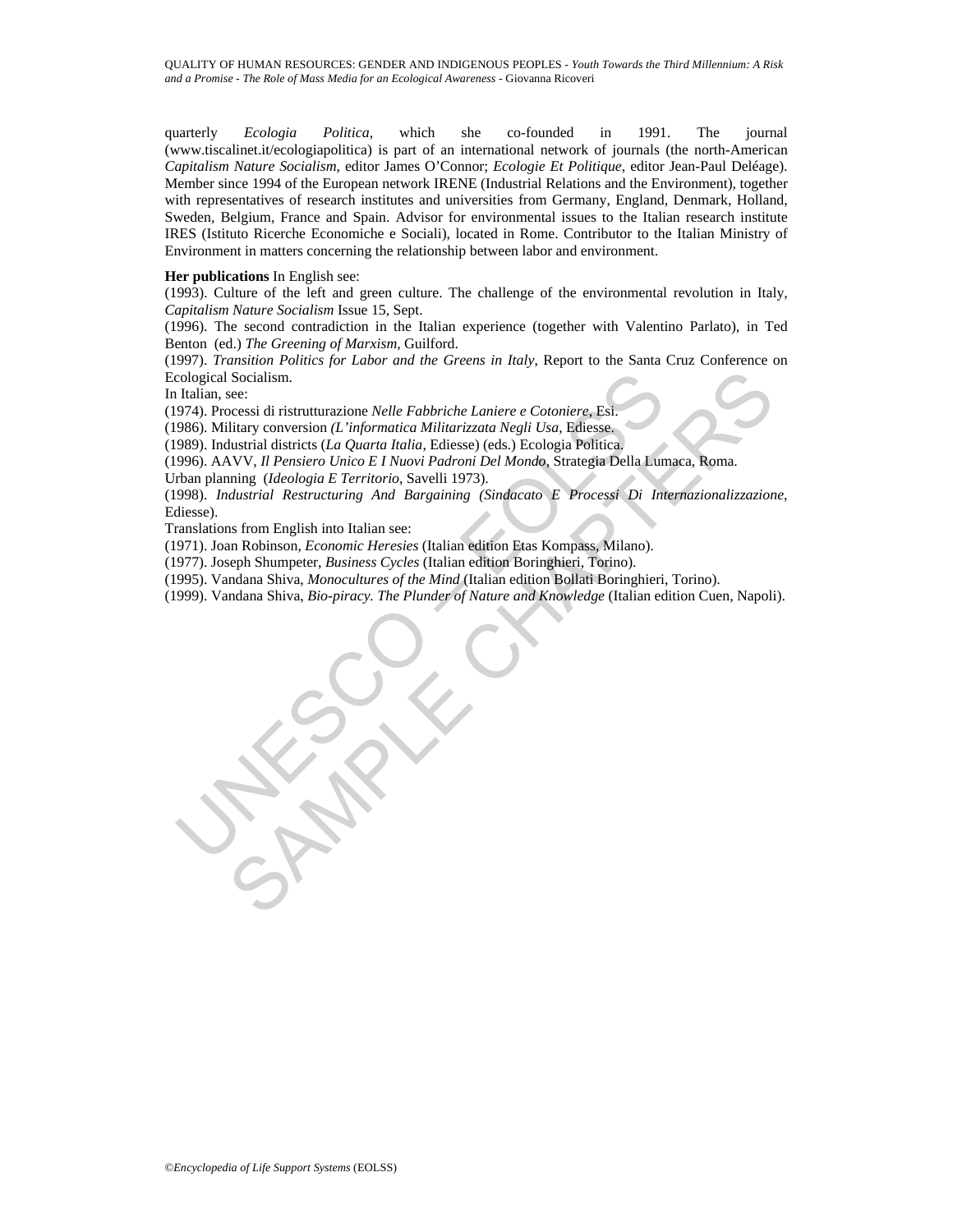quarterly *Ecologia Politica*, which she co-founded in 1991. The journal (www.tiscalinet.it/ecologiapolitica) is part of an international network of journals (the north-American *Capitalism Nature Socialism*, editor James O'Connor; *Ecologie Et Politique*, editor Jean-Paul Deléage). Member since 1994 of the European network IRENE (Industrial Relations and the Environment), together with representatives of research institutes and universities from Germany, England, Denmark, Holland, Sweden, Belgium, France and Spain. Advisor for environmental issues to the Italian research institute IRES (Istituto Ricerche Economiche e Sociali), located in Rome. Contributor to the Italian Ministry of Environment in matters concerning the relationship between labor and environment.

**Her publications** In English see:

(1993). Culture of the left and green culture. The challenge of the environmental revolution in Italy, *Capitalism Nature Socialism* Issue 15, Sept.

(1996). The second contradiction in the Italian experience (together with Valentino Parlato), in Ted Benton (ed.) *The Greening of Marxism*, Guilford.

(1997). *Transition Politics for Labor and the Greens in Italy*, Report to the Santa Cruz Conference on Ecological Socialism.

In Italian, see:

(1974). Processi di ristrutturazione *Nelle Fabbriche Laniere e Cotoniere*, Esi.

(1986). Military conversion *(L'informatica Militarizzata Negli Usa*, Ediesse.

(1989). Industrial districts (*La Quarta Italia*, Ediesse) (eds.) Ecologia Politica.

(1996). AAVV, *Il Pensiero Unico E I Nuovi Padroni Del Mondo*, Strategia Della Lumaca, Roma.

Urban planning (*Ideologia E Territorio*, Savelli 1973).

(1998). *Industrial Restructuring And Bargaining (Sindacato E Processi Di Internazionalizzazione*, Ediesse).

Translations from English into Italian see:

(1971). Joan Robinson, *Economic Heresies* (Italian edition Etas Kompass, Milano).

(1977). Joseph Shumpeter, *Business Cycles* (Italian edition Boringhieri, Torino).

(1995). Vandana Shiva, *Monocultures of the Mind* (Italian edition Bollati Boringhieri, Torino).

(1999). Vandana Shiva, *Bio-piracy. The Plunder of Nature and Knowledge* (Italian edition Cuen, Napoli).